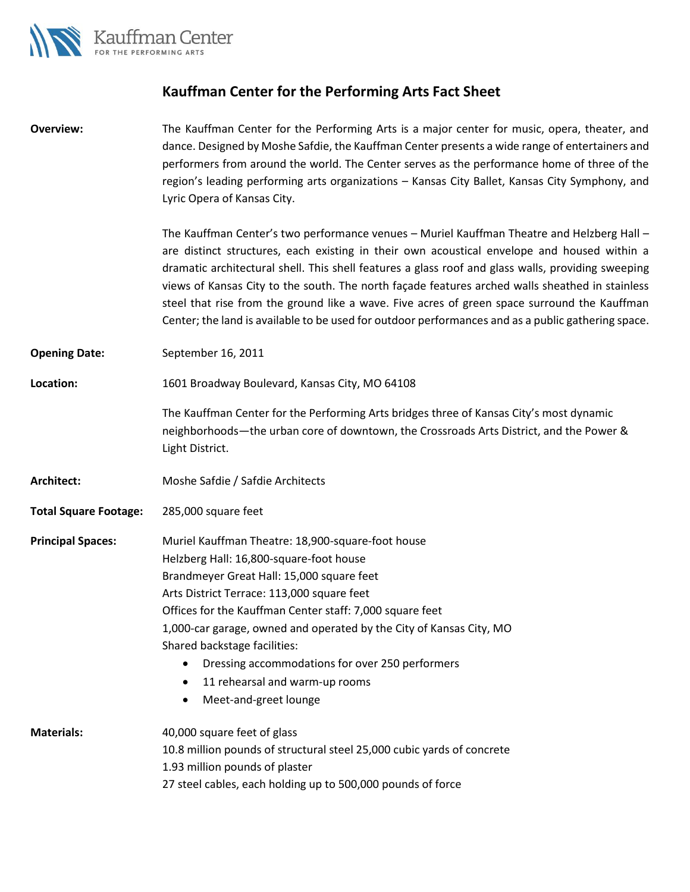Kauffman Center
FOR THE PERFORMING ARTS

# Kauffman Center for the Performing Arts Fact Sheet

**Overview:**

The Kauffman Center for the Performing Arts is a major center for music, opera, theater, and dance. Designed by Moshe Safdie, the Kauffman Center presents a wide range of entertainers and performers from around the world. The Center serves as the performance home of three of the region's leading performing arts organizations – Kansas City Ballet, Kansas City Symphony, and Lyric Opera of Kansas City.

The Kauffman Center's two performance venues – Muriel Kauffman Theatre and Helzberg Hall – are distinct structures, each existing in their own acoustical envelope and housed within a dramatic architectural shell. This shell features a glass roof and glass walls, providing sweeping views of Kansas City to the south. The north façade features arched walls sheathed in stainless steel that rise from the ground like a wave. Five acres of green space surround the Kauffman Center; the land is available to be used for outdoor performances and as a public gathering space.

**Opening Date:**

September 16, 2011

**Location:**

1601 Broadway Boulevard, Kansas City, MO 64108

The Kauffman Center for the Performing Arts bridges three of Kansas City's most dynamic neighborhoods—the urban core of downtown, the Crossroads Arts District, and the Power & Light District.

**Architect:**

Moshe Safdie / Safdie Architects

**Total Square Footage:**

285,000 square feet

**Principal Spaces:**

Muriel Kauffman Theatre: 18,900-square-foot house
Helzberg Hall: 16,800-square-foot house
Brandmeyer Great Hall: 15,000 square feet
Arts District Terrace: 113,000 square feet
Offices for the Kauffman Center staff: 7,000 square feet
1,000-car garage, owned and operated by the City of Kansas City, MO
Shared backstage facilities:

- Dressing accommodations for over 250 performers
- 11 rehearsal and warm-up rooms
- Meet-and-greet lounge

**Materials:**

40,000 square feet of glass
10.8 million pounds of structural steel 25,000 cubic yards of concrete
1.93 million pounds of plaster
27 steel cables, each holding up to 500,000 pounds of force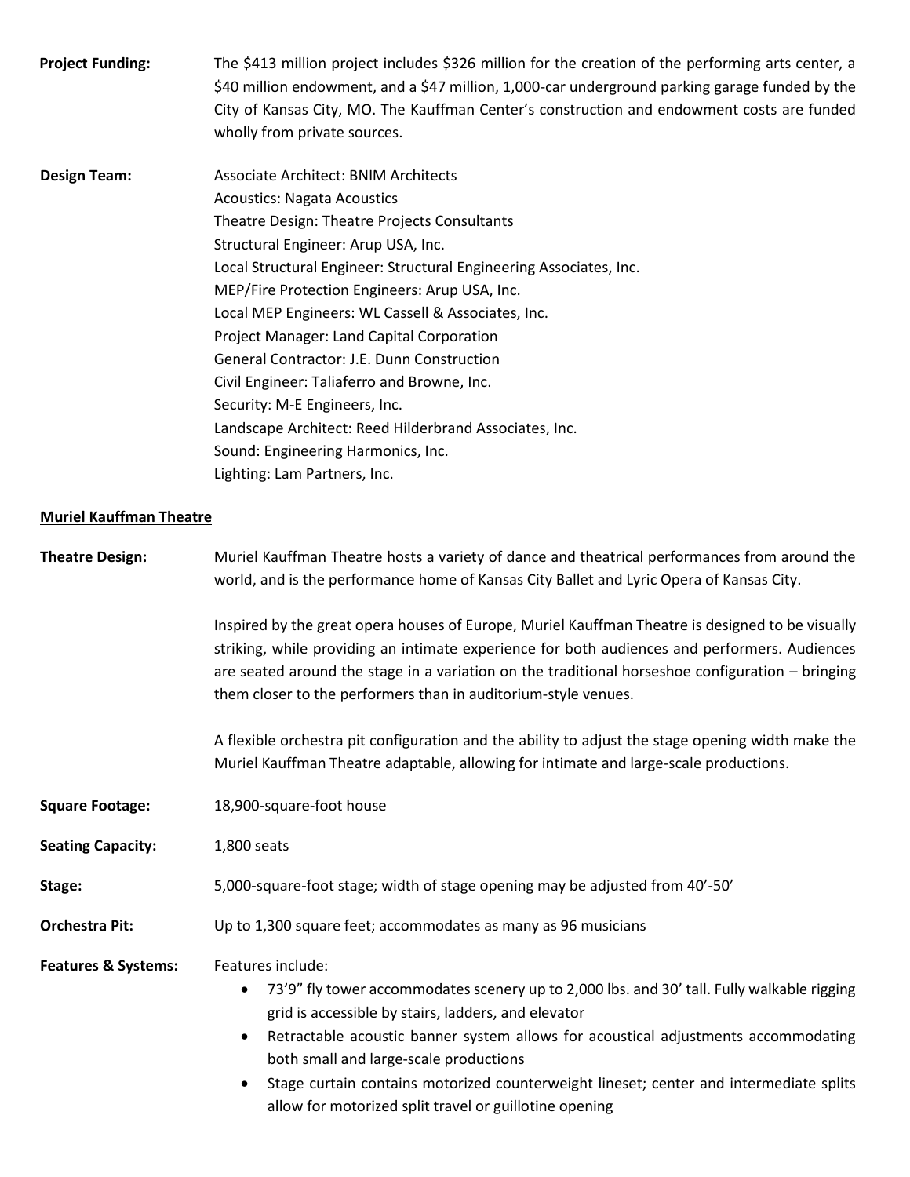**Project Funding:** The $413 million project includes $326 million for the creation of the performing arts center, a $40 million endowment, and a $47 million, 1,000-car underground parking garage funded by the City of Kansas City, MO. The Kauffman Center's construction and endowment costs are funded wholly from private sources.

**Design Team:**
Associate Architect: BNIM Architects
Acoustics: Nagata Acoustics
Theatre Design: Theatre Projects Consultants
Structural Engineer: Arup USA, Inc.
Local Structural Engineer: Structural Engineering Associates, Inc.
MEP/Fire Protection Engineers: Arup USA, Inc.
Local MEP Engineers: WL Cassell & Associates, Inc.
Project Manager: Land Capital Corporation
General Contractor: J.E. Dunn Construction
Civil Engineer: Taliaferro and Browne, Inc.
Security: M-E Engineers, Inc.
Landscape Architect: Reed Hilderbrand Associates, Inc.
Sound: Engineering Harmonics, Inc.
Lighting: Lam Partners, Inc.

## Muriel Kauffman Theatre

**Theatre Design:** Muriel Kauffman Theatre hosts a variety of dance and theatrical performances from around the world, and is the performance home of Kansas City Ballet and Lyric Opera of Kansas City.

Inspired by the great opera houses of Europe, Muriel Kauffman Theatre is designed to be visually striking, while providing an intimate experience for both audiences and performers. Audiences are seated around the stage in a variation on the traditional horseshoe configuration – bringing them closer to the performers than in auditorium-style venues.

A flexible orchestra pit configuration and the ability to adjust the stage opening width make the Muriel Kauffman Theatre adaptable, allowing for intimate and large-scale productions.

**Square Footage:** 18,900-square-foot house

**Seating Capacity:** 1,800 seats

**Stage:** 5,000-square-foot stage; width of stage opening may be adjusted from 40'-50'

**Orchestra Pit:** Up to 1,300 square feet; accommodates as many as 96 musicians

**Features & Systems:** Features include:

- 73'9" fly tower accommodates scenery up to 2,000 lbs. and 30' tall. Fully walkable rigging grid is accessible by stairs, ladders, and elevator
- Retractable acoustic banner system allows for acoustical adjustments accommodating both small and large-scale productions
- Stage curtain contains motorized counterweight lineset; center and intermediate splits allow for motorized split travel or guillotine opening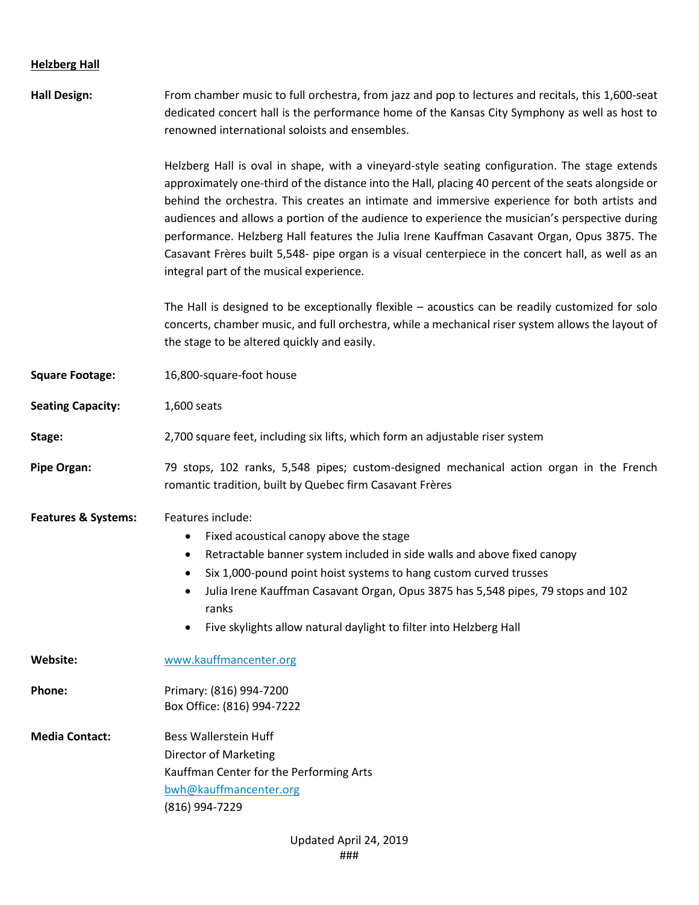**Helzberg Hall**

**Hall Design:** From chamber music to full orchestra, from jazz and pop to lectures and recitals, this 1,600-seat dedicated concert hall is the performance home of the Kansas City Symphony as well as host to renowned international soloists and ensembles.

Helzberg Hall is oval in shape, with a vineyard-style seating configuration. The stage extends approximately one-third of the distance into the Hall, placing 40 percent of the seats alongside or behind the orchestra. This creates an intimate and immersive experience for both artists and audiences and allows a portion of the audience to experience the musician's perspective during performance. Helzberg Hall features the Julia Irene Kauffman Casavant Organ, Opus 3875. The Casavant Frères built 5,548- pipe organ is a visual centerpiece in the concert hall, as well as an integral part of the musical experience.

The Hall is designed to be exceptionally flexible – acoustics can be readily customized for solo concerts, chamber music, and full orchestra, while a mechanical riser system allows the layout of the stage to be altered quickly and easily.

**Square Footage:** 16,800-square-foot house

**Seating Capacity:** 1,600 seats

**Stage:** 2,700 square feet, including six lifts, which form an adjustable riser system

**Pipe Organ:** 79 stops, 102 ranks, 5,548 pipes; custom-designed mechanical action organ in the French romantic tradition, built by Quebec firm Casavant Frères

**Features & Systems:** Features include:

- Fixed acoustical canopy above the stage
- Retractable banner system included in side walls and above fixed canopy
- Six 1,000-pound point hoist systems to hang custom curved trusses
- Julia Irene Kauffman Casavant Organ, Opus 3875 has 5,548 pipes, 79 stops and 102 ranks
- Five skylights allow natural daylight to filter into Helzberg Hall

**Website:** www.kauffmancenter.org

**Phone:** Primary: (816) 994-7200
Box Office: (816) 994-7222

**Media Contact:** Bess Wallerstein Huff
Director of Marketing
Kauffman Center for the Performing Arts
bwh@kauffmancenter.org
(816) 994-7229

Updated April 24, 2019

###